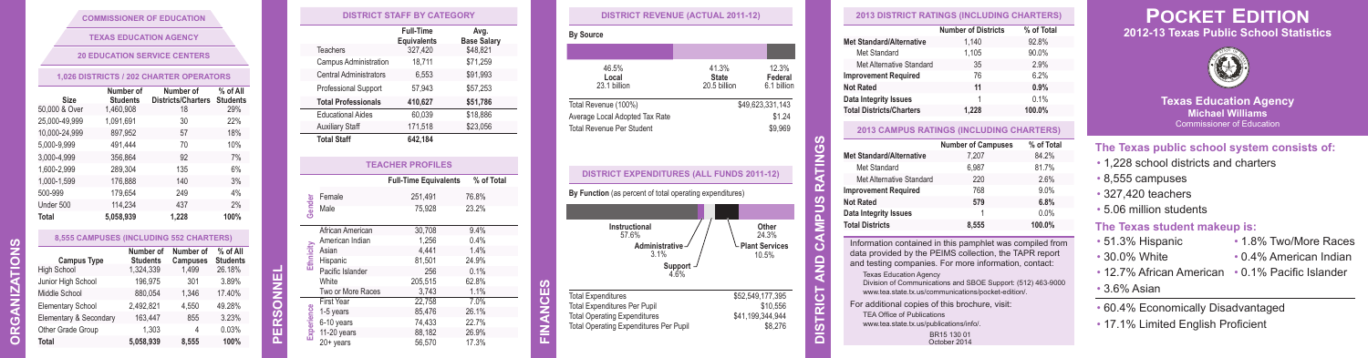# ORGANIZATIONS

**COMMISSIONER OF EDUCATION**

**TEXAS EDUCATION AGENCY**

**20 EDUCATION SERVICE CENTERS**

### 1,026 DISTRICTS / 202 CHARTER OPERATORS

| Size | Number of Students | Number of Districts/Charters | % of All Students |
|---|---|---|---|
| 50,000 & Over | 1,460,908 | 18 | 29% |
| 25,000-49,999 | 1,091,691 | 30 | 22% |
| 10,000-24,999 | 897,952 | 57 | 18% |
| 5,000-9,999 | 491,444 | 70 | 10% |
| 3,000-4,999 | 356,864 | 92 | 7% |
| 1,600-2,999 | 289,304 | 135 | 6% |
| 1,000-1,599 | 176,888 | 140 | 3% |
| 500-999 | 179,654 | 249 | 4% |
| Under 500 | 114,234 | 437 | 2% |
| Total | 5,058,939 | 1,228 | 100% |

### 8,555 CAMPUSES (INCLUDING 552 CHARTERS)

| Campus Type | Number of Students | Number of Campuses | % of All Students |
|---|---|---|---|
| High School | 1,324,339 | 1,499 | 26.18% |
| Junior High School | 196,975 | 301 | 3.89% |
| Middle School | 880,054 | 1,346 | 17.40% |
| Elementary School | 2,492,821 | 4,550 | 49.28% |
| Elementary & Secondary | 163,447 | 855 | 3.23% |
| Other Grade Group | 1,303 | 4 | 0.03% |
| Total | 5,058,939 | 8,555 | 100% |

# PERSONNEL

### DISTRICT STAFF BY CATEGORY

| | Full-Time Equivalents | Avg. Base Salary |
|---|---|---|
| Teachers | 327,420 | $48,821 |
| Campus Administration | 18,711 | $71,259 |
| Central Administrators | 6,553 | $91,993 |
| Professional Support | 57,943 | $57,253 |
| **Total Professionals** | **410,627** | **$51,786** |
| Educational Aides | 60,039 | $18,886 |
| Auxiliary Staff | 171,518 | $23,056 |
| **Total Staff** | **642,184** | |

### TEACHER PROFILES

| | | Full-Time Equivalents | % of Total |
|---|---|---|---|
| Gender | Female | 251,491 | 76.8% |
| | Male | 75,928 | 23.2% |
| Ethnicity | African American | 30,708 | 9.4% |
| | American Indian | 1,256 | 0.4% |
| | Asian | 4,441 | 1.4% |
| | Hispanic | 81,501 | 24.9% |
| | Pacific Islander | 256 | 0.1% |
| | White | 205,515 | 62.8% |
| | Two or More Races | 3,743 | 1.1% |
| Experience | First Year | 22,758 | 7.0% |
| | 1-5 years | 85,476 | 26.1% |
| | 6-10 years | 74,433 | 22.7% |
| | 11-20 years | 88,182 | 26.9% |
| | 20+ years | 56,570 | 17.3% |

# FINANCES

### DISTRICT REVENUE (ACTUAL 2011-12)

**By Source**

| Local | State | Federal |
|---|---|---|
| 46.5% | 41.3% | 12.3% |
| 23.1 billion | 20.5 billion | 6.1 billion |

| | |
|---|---|
| Total Revenue (100%) | $49,623,331,143 |
| Average Local Adopted Tax Rate | $1.24 |
| Total Revenue Per Student | $9,969 |

### DISTRICT EXPENDITURES (ALL FUNDS 2011-12)

**By Function** (as percent of total operating expenditures)

| Function | % |
|---|---|
| Instructional | 57.6% |
| Administrative | 3.1% |
| Support | 4.6% |
| Plant Services | 10.5% |
| Other | 24.3% |

| | |
|---|---|
| Total Expenditures | $52,549,177,395 |
| Total Expenditures Per Pupil | $10,556 |
| Total Operating Expenditures | $41,199,344,944 |
| Total Operating Expenditures Per Pupil | $8,276 |

# DISTRICT AND CAMPUS RATINGS

### 2013 DISTRICT RATINGS (INCLUDING CHARTERS)

| | Number of Districts | % of Total |
|---|---|---|
| **Met Standard/Alternative** | 1,140 | 92.8% |
| Met Standard | 1,105 | 90.0% |
| Met Alternative Standard | 35 | 2.9% |
| **Improvement Required** | 76 | 6.2% |
| **Not Rated** | **11** | **0.9%** |
| **Data Integrity Issues** | 1 | 0.1% |
| **Total Districts/Charters** | **1,228** | **100.0%** |

### 2013 CAMPUS RATINGS (INCLUDING CHARTERS)

| | Number of Campuses | % of Total |
|---|---|---|
| **Met Standard/Alternative** | 7,207 | 84.2% |
| Met Standard | 6,987 | 81.7% |
| Met Alternative Standard | 220 | 2.6% |
| **Improvement Required** | 768 | 9.0% |
| **Not Rated** | **579** | **6.8%** |
| **Data Integrity Issues** | 1 | 0.0% |
| **Total Districts** | **8,555** | **100.0%** |

Information contained in this pamphlet was compiled from data provided by the PEIMS collection, the TAPR report and testing companies. For more information, contact:

Texas Education Agency
Division of Communications and SBOE Support: (512) 463-9000
www.tea.state.tx.us/communications/pocket-edition/.

For additional copies of this brochure, visit:
TEA Office of Publications
www.tea.state.tx.us/publications/info/.

BR15 130 01
October 2014

# POCKET EDITION

## 2012-13 Texas Public School Statistics

**Texas Education Agency**
**Michael Williams**
Commissioner of Education

### The Texas public school system consists of:

- 1,228 school districts and charters
- 8,555 campuses
- 327,420 teachers
- 5.06 million students

### The Texas student makeup is:

- 51.3% Hispanic
- 30.0% White
- 12.7% African American
- 3.6% Asian
- 1.8% Two/More Races
- 0.4% American Indian
- 0.1% Pacific Islander

- 60.4% Economically Disadvantaged
- 17.1% Limited English Proficient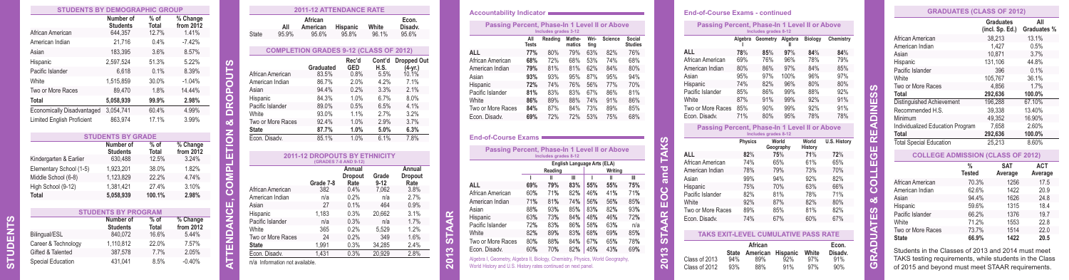## STUDENTS

### STUDENTS BY DEMOGRAPHIC GROUP

| | Number of Students | % of Total | % Change from 2012 |
|---|---|---|---|
| African American | 644,357 | 12.7% | 1.41% |
| American Indian | 21,716 | 0.4% | -7.42% |
| Asian | 183,395 | 3.6% | 8.57% |
| Hispanic | 2,597,524 | 51.3% | 5.22% |
| Pacific Islander | 6,618 | 0.1% | 8.39% |
| White | 1,515,859 | 30.0% | -1.04% |
| Two or More Races | 89,470 | 1.8% | 14.44% |
| **Total** | **5,058,939** | **99.9%** | **2.98%** |
| Economically Disadvantaged | 3,054,741 | 60.4% | 4.99% |
| Limited English Proficient | 863,974 | 17.1% | 3.99% |

### STUDENTS BY GRADE

| | Number of Students | % of Total | % Change from 2012 |
|---|---|---|---|
| Kindergarten & Earlier | 630,488 | 12.5% | 3.24% |
| Elementary School (1-5) | 1,923,201 | 38.0% | 1.82% |
| Middle School (6-8) | 1,123,829 | 22.2% | 4.74% |
| High School (9-12) | 1,381,421 | 27.4% | 3.10% |
| **Total** | **5,058,939** | **100.1%** | **2.98%** |

### STUDENTS BY PROGRAM

| | Number of Students | % of Total | % Change from 2012 |
|---|---|---|---|
| Bilingual/ESL | 840,072 | 16.6% | 5.44% |
| Career & Technology | 1,110,812 | 22.0% | 7.57% |
| Gifted & Talented | 387,578 | 7.7% | 2.05% |
| Special Education | 431,041 | 8.5% | -0.40% |

## ATTENDANCE, COMPLETION & DROPOUTS

### 2011-12 ATTENDANCE RATE

| | All | African American | Hispanic | White | Econ. Disadv. |
|---|---|---|---|---|---|
| State | 95.9% | 95.6% | 95.8% | 96.1% | 95.6% |

### COMPLETION GRADES 9-12 (CLASS OF 2012)

| | Graduated | Rec'd GED | Cont'd H.S. | Dropped Out (4-yr.) |
|---|---|---|---|---|
| African American | 83.5% | 0.8% | 5.5% | 10.1% |
| American Indian | 86.7% | 2.0% | 4.2% | 7.1% |
| Asian | 94.4% | 0.2% | 3.3% | 2.1% |
| Hispanic | 84.3% | 1.0% | 6.7% | 8.0% |
| Pacific Islander | 89.0% | 0.5% | 6.5% | 4.1% |
| White | 93.0% | 1.1% | 2.7% | 3.2% |
| Two or More Races | 92.4% | 1.0% | 2.9% | 3.7% |
| **State** | **87.7%** | **1.0%** | **5.0%** | **6.3%** |
| Econ. Disadv. | 85.1% | 1.0% | 6.1% | 7.8% |

### 2011-12 DROPOUTS BY ETHNICITY (GRADES 7-8 AND 9-12)

| | Grade 7-8 | Annual Dropout Rate | Grade 9-12 | Annual Dropout Rate |
|---|---|---|---|---|
| African American | 382 | 0.4% | 7,062 | 3.8% |
| American Indian | n/a | 0.2% | n/a | 2.7% |
| Asian | 27 | 0.1% | 464 | 0.9% |
| Hispanic | 1,183 | 0.3% | 20,662 | 3.1% |
| Pacific Islander | n/a | 0.3% | n/a | 1.7% |
| White | 365 | 0.2% | 5,529 | 1.2% |
| Two or More Races | 24 | 0.2% | 349 | 1.6% |
| **State** | **1,991** | **0.3%** | **34,285** | **2.4%** |
| Econ. Disadv. | 1,431 | 0.3% | 20,929 | 2.8% |

n/a Information not available.

## 2013 STAAR

### Accountability Indicator

**Passing Percent, Phase-In 1 Level II or Above**
Includes grades 3-12

| | All Tests | Reading | Mathematics | Writing | Science | Social Studies |
|---|---|---|---|---|---|---|
| **ALL** | **77%** | 80% | 79% | 63% | 82% | 76% |
| African American | **68%** | 72% | 68% | 53% | 74% | 68% |
| American Indian | **79%** | 81% | 81% | 62% | 84% | 80% |
| Asian | **93%** | 93% | 95% | 87% | 95% | 94% |
| Hispanic | **72%** | 74% | 76% | 56% | 77% | 70% |
| Pacific Islander | **81%** | 83% | 83% | 67% | 86% | 81% |
| White | **86%** | 89% | 88% | 74% | 91% | 86% |
| Two or More Races | **84%** | 87% | 84% | 73% | 89% | 85% |
| Econ. Disadv. | **69%** | 72% | 72% | 53% | 75% | 68% |

### End-of-Course Exams

**Passing Percent, Phase-In 1 Level II or Above**
Includes grades 8-12

| | English Language Arts (ELA) | | | | | |
|---|---|---|---|---|---|---|
| | Reading | | | Writing | | |
| | I | II | III | I | II | III |
| **ALL** | 69% | 79% | 83% | 55% | 55% | 75% |
| African American | 60% | 71% | 82% | 46% | 41% | 71% |
| American Indian | 71% | 81% | 74% | 56% | 56% | 85% |
| Asian | 88% | 93% | 85% | 83% | 82% | 93% |
| Hispanic | 63% | 73% | 84% | 48% | 46% | 72% |
| Pacific Islander | 72% | 83% | 86% | 58% | 63% | n/a |
| White | 82% | 89% | 83% | 68% | 69% | 85% |
| Two or More Races | 80% | 88% | 84% | 67% | 65% | 78% |
| Econ. Disadv. | 60% | 70% | 82% | 45% | 43% | 69% |

Algebra I, Geometry, Algebra II, Biology, Chemistry, Physics, World Geography, World History and U.S. History rates continued on next panel.

## 2013 STAAR EOC and TAKS

### End-of-Course Exams - continued

**Passing Percent, Phase-In 1 Level II or Above**
Includes grades 8-12

| | Algebra I | Geometry | Algebra II | Biology | Chemistry |
|---|---|---|---|---|---|
| **ALL** | **78%** | **85%** | **97%** | **84%** | **84%** |
| African American | 69% | 76% | 96% | 78% | 79% |
| American Indian | 80% | 86% | 97% | 84% | 85% |
| Asian | 95% | 97% | 100% | 96% | 97% |
| Hispanic | 74% | 82% | 96% | 80% | 80% |
| Pacific Islander | 85% | 86% | 99% | 88% | 92% |
| White | 87% | 91% | 99% | 92% | 91% |
| Two or More Races | 85% | 90% | 99% | 92% | 91% |
| Econ. Disadv. | 71% | 80% | 95% | 78% | 78% |

**Passing Percent, Phase-In 1 Level II or Above**
Includes grades 8-12

| | Physics | World Geography | World History | U.S. History |
|---|---|---|---|---|
| **ALL** | **82%** | **75%** | **71%** | **72%** |
| African American | 74% | 65% | 61% | 65% |
| American Indian | 78% | 79% | 73% | 70% |
| Asian | 98% | 94% | 92% | 82% |
| Hispanic | 75% | 70% | 63% | 66% |
| Pacific Islander | 82% | 81% | 78% | 71% |
| White | 92% | 87% | 82% | 80% |
| Two or More Races | 89% | 85% | 81% | 82% |
| Econ. Disadv. | 74% | 67% | 60% | 67% |

### TAKS EXIT-LEVEL CUMULATIVE PASS RATE

| | State | African American | Hispanic | White | Econ. Disadv. |
|---|---|---|---|---|---|
| Class of 2013 | 94% | 89% | 92% | 97% | 91% |
| Class of 2012 | 93% | 88% | 91% | 97% | 90% |

## GRADUATES & COLLEGE READINESS

### GRADUATES (CLASS OF 2012)

| | Graduates (incl. Sp. Ed.) | All Graduates % |
|---|---|---|
| African American | 38,213 | 13.1% |
| American Indian | 1,427 | 0.5% |
| Asian | 10,871 | 3.7% |
| Hispanic | 131,106 | 44.8% |
| Pacific Islander | 396 | 0.1% |
| White | 105,767 | 36.1% |
| Two or More Races | 4,856 | 1.7% |
| **Total** | **292,636** | **100.0%** |
| Distinguished Achievement | 196,288 | 67.10% |
| Recommended H.S. | 39,338 | 13.40% |
| Minimum | 49,352 | 16.90% |
| Individualized Education Program | 7,658 | 2.60% |
| **Total** | **292,636** | **100.0%** |
| Total Special Education | 25,213 | 8.60% |

### COLLEGE ADMISSION (CLASS OF 2012)

| | % Tested | SAT Average | ACT Average |
|---|---|---|---|
| African American | 70.3% | 1256 | 17.5 |
| American Indian | 62.6% | 1422 | 20.9 |
| Asian | 94.4% | 1626 | 24.8 |
| Hispanic | 59.6% | 1315 | 18.4 |
| Pacific Islander | 66.2% | 1376 | 19.7 |
| White | 71.2% | 1553 | 22.8 |
| Two or More Races | 73.7% | 1514 | 22.0 |
| **State** | **66.9%** | **1422** | **20.5** |

Students in the Classes of 2013 and 2014 must meet TAKS testing requirements, while students in the Class of 2015 and beyond must meet STAAR requirements.